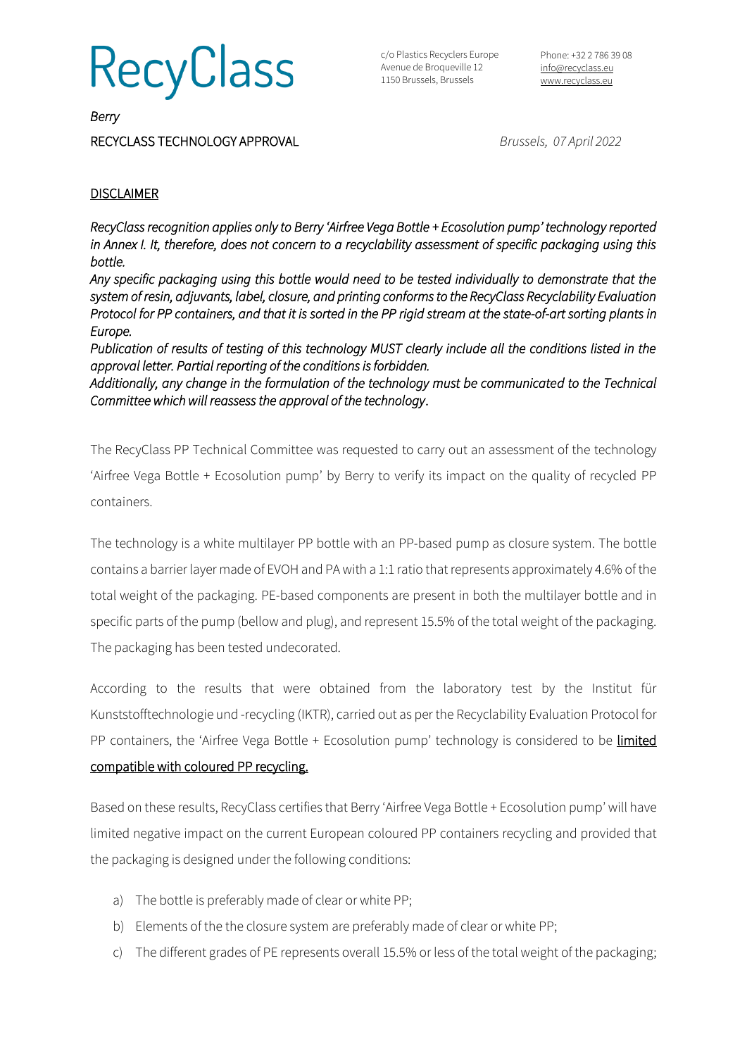# RecyClass

c/o Plastics Recyclers Europe
Avenue de Broqueville 12
1150 Brussels, Brussels

Phone: +32 2 786 39 08
info@recyclass.eu
www.recyclass.eu

*Berry*

RECYCLASS TECHNOLOGY APPROVAL

*Brussels, 07 April 2022*

## DISCLAIMER

*RecyClass recognition applies only to Berry 'Airfree Vega Bottle + Ecosolution pump' technology reported in Annex I. It, therefore, does not concern to a recyclability assessment of specific packaging using this bottle.*
*Any specific packaging using this bottle would need to be tested individually to demonstrate that the system of resin, adjuvants, label, closure, and printing conforms to the RecyClass Recyclability Evaluation Protocol for PP containers, and that it is sorted in the PP rigid stream at the state-of-art sorting plants in Europe.*
*Publication of results of testing of this technology MUST clearly include all the conditions listed in the approval letter. Partial reporting of the conditions is forbidden.*
*Additionally, any change in the formulation of the technology must be communicated to the Technical Committee which will reassess the approval of the technology.*

The RecyClass PP Technical Committee was requested to carry out an assessment of the technology 'Airfree Vega Bottle + Ecosolution pump' by Berry to verify its impact on the quality of recycled PP containers.

The technology is a white multilayer PP bottle with an PP-based pump as closure system. The bottle contains a barrier layer made of EVOH and PA with a 1:1 ratio that represents approximately 4.6% of the total weight of the packaging. PE-based components are present in both the multilayer bottle and in specific parts of the pump (bellow and plug), and represent 15.5% of the total weight of the packaging. The packaging has been tested undecorated.

According to the results that were obtained from the laboratory test by the Institut für Kunststofftechnologie und -recycling (IKTR), carried out as per the Recyclability Evaluation Protocol for PP containers, the 'Airfree Vega Bottle + Ecosolution pump' technology is considered to be <u>limited compatible with coloured PP recycling.</u>

Based on these results, RecyClass certifies that Berry 'Airfree Vega Bottle + Ecosolution pump' will have limited negative impact on the current European coloured PP containers recycling and provided that the packaging is designed under the following conditions:

a) The bottle is preferably made of clear or white PP;
b) Elements of the the closure system are preferably made of clear or white PP;
c) The different grades of PE represents overall 15.5% or less of the total weight of the packaging;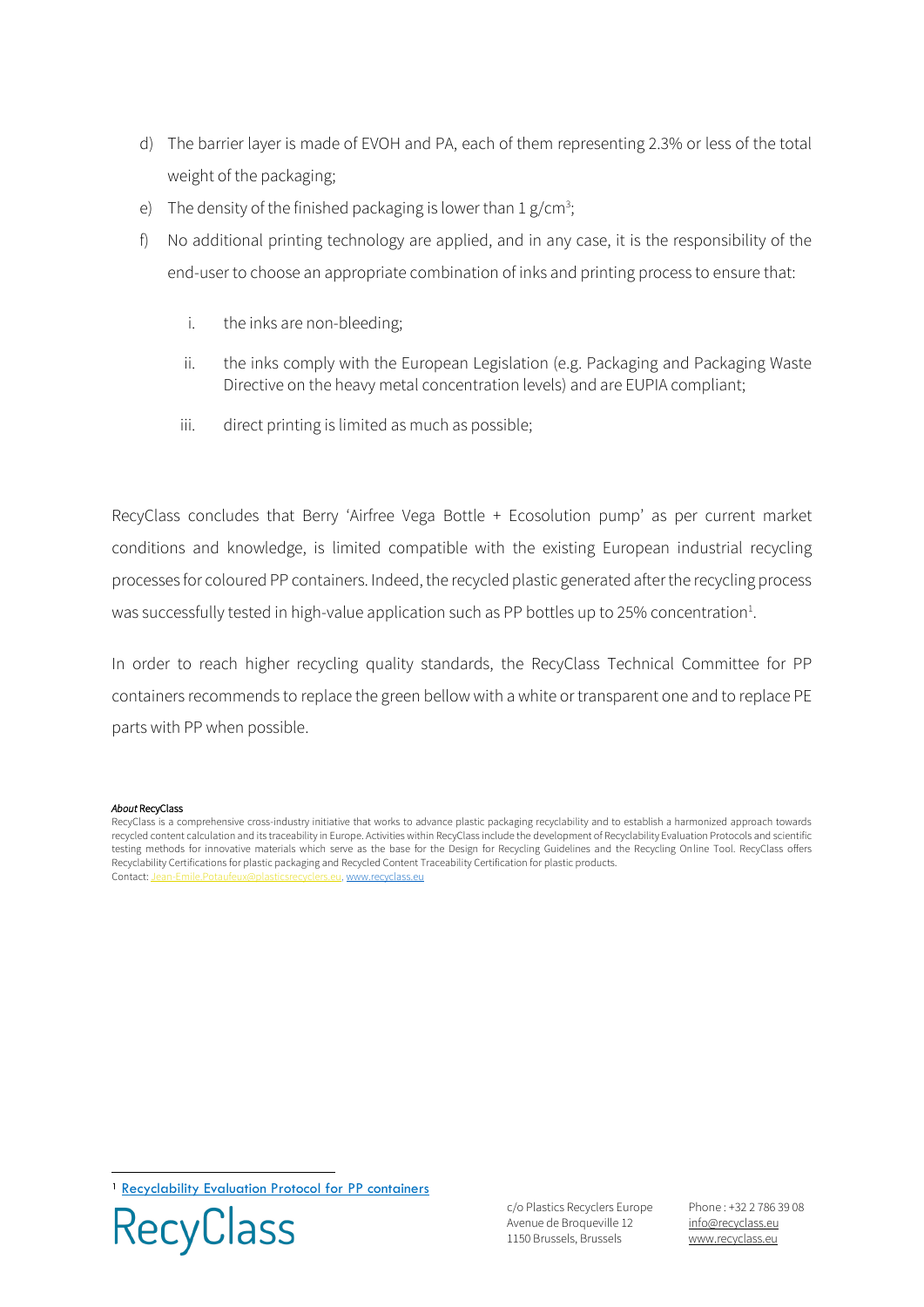d) The barrier layer is made of EVOH and PA, each of them representing 2.3% or less of the total weight of the packaging;
e) The density of the finished packaging is lower than 1 g/$cm^3$;
f) No additional printing technology are applied, and in any case, it is the responsibility of the end-user to choose an appropriate combination of inks and printing process to ensure that:
   i. the inks are non-bleeding;
   ii. the inks comply with the European Legislation (e.g. Packaging and Packaging Waste Directive on the heavy metal concentration levels) and are EUPIA compliant;
   iii. direct printing is limited as much as possible;

RecyClass concludes that Berry 'Airfree Vega Bottle + Ecosolution pump' as per current market conditions and knowledge, is limited compatible with the existing European industrial recycling processes for coloured PP containers. Indeed, the recycled plastic generated after the recycling process was successfully tested in high-value application such as PP bottles up to 25% concentration[1].

In order to reach higher recycling quality standards, the RecyClass Technical Committee for PP containers recommends to replace the green bellow with a white or transparent one and to replace PE parts with PP when possible.

***About* RecyClass**

RecyClass is a comprehensive cross-industry initiative that works to advance plastic packaging recyclability and to establish a harmonized approach towards recycled content calculation and its traceability in Europe. Activities within RecyClass include the development of Recyclability Evaluation Protocols and scientific testing methods for innovative materials which serve as the base for the Design for Recycling Guidelines and the Recycling Online Tool. RecyClass offers Recyclability Certifications for plastic packaging and Recycled Content Traceability Certification for plastic products.
Contact: Jean-Emile.Potaufeux@plasticsrecyclers.eu, www.recyclass.eu

[1] Recyclability Evaluation Protocol for PP containers

RecyClass

c/o Plastics Recyclers Europe
Avenue de Broqueville 12
1150 Brussels, Brussels

Phone : +32 2 786 39 08
info@recyclass.eu
www.recyclass.eu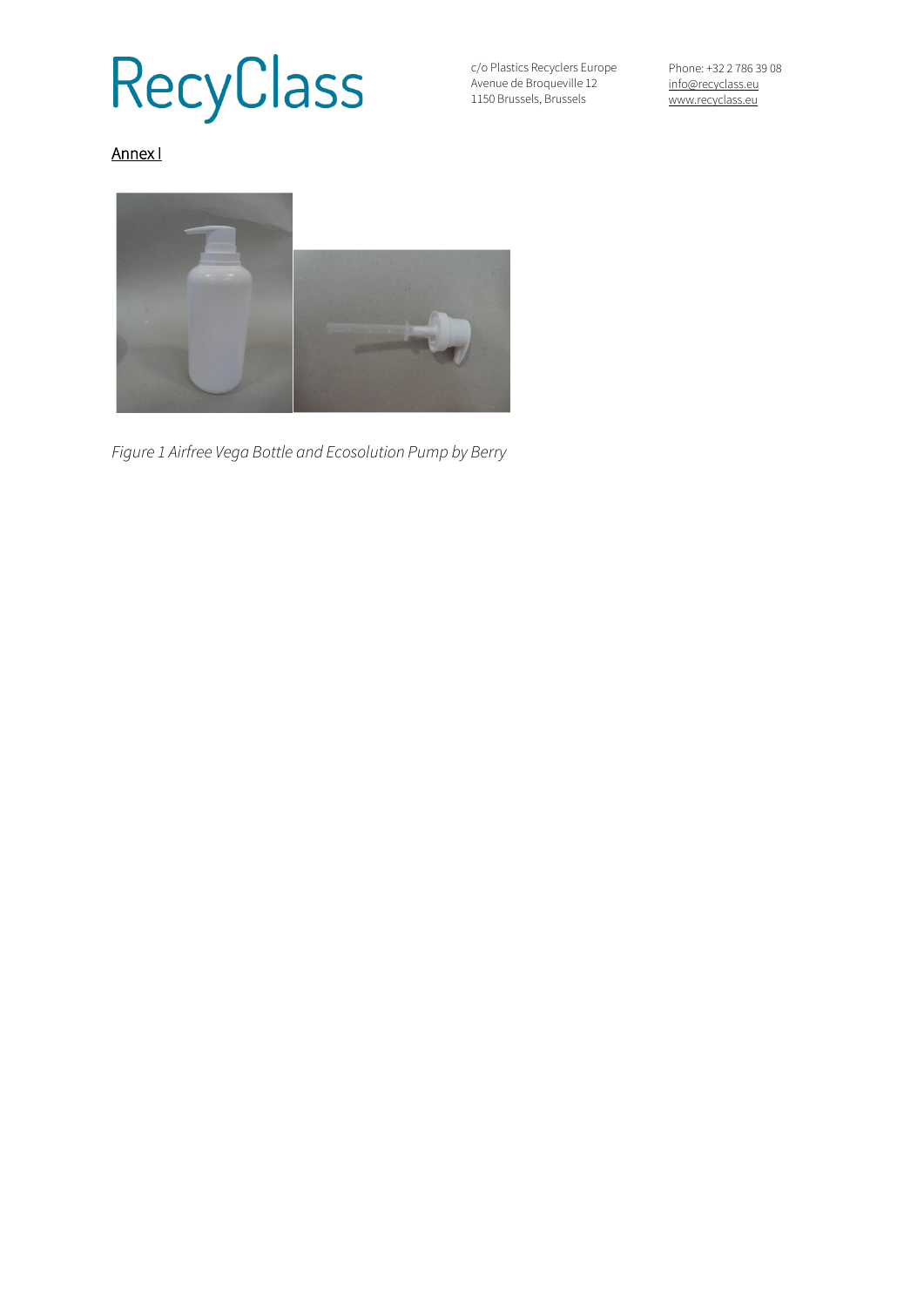Annex I

*Figure 1 Airfree Vega Bottle and Ecosolution Pump by Berry*